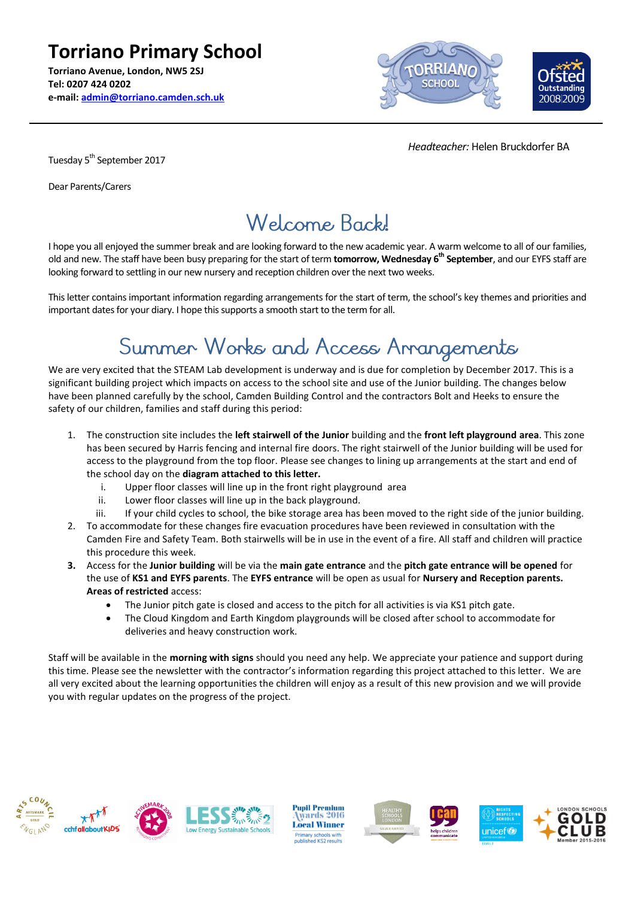# Torriano Primary School

**Torriano Avenue, London, NW5 2SJ**
**Tel: 0207 424 0202**
**e-mail: admin@torriano.camden.sch.uk**

*Headteacher:* Helen Bruckdorfer BA

Tuesday 5th September 2017

Dear Parents/Carers

## Welcome Back!

I hope you all enjoyed the summer break and are looking forward to the new academic year. A warm welcome to all of our families, old and new. The staff have been busy preparing for the start of term **tomorrow, Wednesday 6th September**, and our EYFS staff are looking forward to settling in our new nursery and reception children over the next two weeks.

This letter contains important information regarding arrangements for the start of term, the school's key themes and priorities and important dates for your diary. I hope this supports a smooth start to the term for all.

## Summer Works and Access Arrangements

We are very excited that the STEAM Lab development is underway and is due for completion by December 2017. This is a significant building project which impacts on access to the school site and use of the Junior building. The changes below have been planned carefully by the school, Camden Building Control and the contractors Bolt and Heeks to ensure the safety of our children, families and staff during this period:

1. The construction site includes the **left stairwell of the Junior** building and the **front left playground area**. This zone has been secured by Harris fencing and internal fire doors. The right stairwell of the Junior building will be used for access to the playground from the top floor. Please see changes to lining up arrangements at the start and end of the school day on the **diagram attached to this letter.**
   i. Upper floor classes will line up in the front right playground area
   ii. Lower floor classes will line up in the back playground.
   iii. If your child cycles to school, the bike storage area has been moved to the right side of the junior building.
2. To accommodate for these changes fire evacuation procedures have been reviewed in consultation with the Camden Fire and Safety Team. Both stairwells will be in use in the event of a fire. All staff and children will practice this procedure this week.
3. Access for the **Junior building** will be via the **main gate entrance** and the **pitch gate entrance will be opened** for the use of **KS1 and EYFS parents**. The **EYFS entrance** will be open as usual for **Nursery and Reception parents. Areas of restricted** access:
   - The Junior pitch gate is closed and access to the pitch for all activities is via KS1 pitch gate.
   - The Cloud Kingdom and Earth Kingdom playgrounds will be closed after school to accommodate for deliveries and heavy construction work.

Staff will be available in the **morning with signs** should you need any help. We appreciate your patience and support during this time. Please see the newsletter with the contractor's information regarding this project attached to this letter. We are all very excited about the learning opportunities the children will enjoy as a result of this new provision and we will provide you with regular updates on the progress of the project.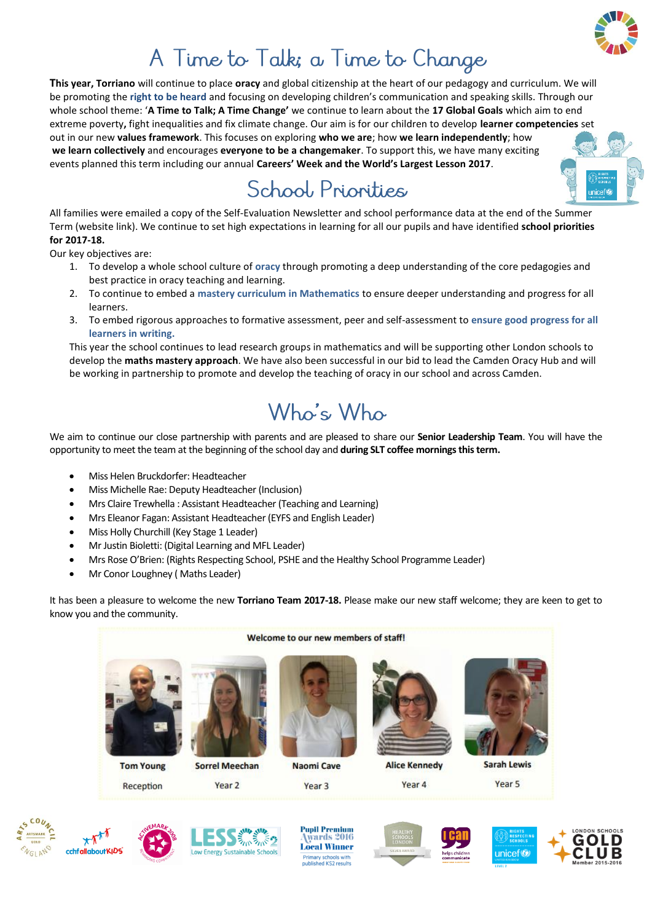# A Time to Talk; a Time to Change

**This year, Torriano** will continue to place **oracy** and global citizenship at the heart of our pedagogy and curriculum. We will be promoting the **right to be heard** and focusing on developing children's communication and speaking skills. Through our whole school theme: '**A Time to Talk; A Time Change'** we continue to learn about the **17 Global Goals** which aim to end extreme poverty**,** fight inequalities and fix climate change. Our aim is for our children to develop **learner competencies** set out in our new **values framework**. This focuses on exploring **who we are**; how **we learn independently**; how **we learn collectively** and encourages **everyone to be a changemaker**. To support this, we have many exciting events planned this term including our annual **Careers' Week and the World's Largest Lesson 2017**.

## School Priorities

All families were emailed a copy of the Self-Evaluation Newsletter and school performance data at the end of the Summer Term (website link). We continue to set high expectations in learning for all our pupils and have identified **school priorities for 2017-18.**

Our key objectives are:

1. To develop a whole school culture of **oracy** through promoting a deep understanding of the core pedagogies and best practice in oracy teaching and learning.
2. To continue to embed a **mastery curriculum in Mathematics** to ensure deeper understanding and progress for all learners.
3. To embed rigorous approaches to formative assessment, peer and self-assessment to **ensure good progress for all learners in writing.**

This year the school continues to lead research groups in mathematics and will be supporting other London schools to develop the **maths mastery approach**. We have also been successful in our bid to lead the Camden Oracy Hub and will be working in partnership to promote and develop the teaching of oracy in our school and across Camden.

## Who's Who

We aim to continue our close partnership with parents and are pleased to share our **Senior Leadership Team**. You will have the opportunity to meet the team at the beginning of the school day and **during SLT coffee mornings this term.**

- Miss Helen Bruckdorfer: Headteacher
- Miss Michelle Rae: Deputy Headteacher (Inclusion)
- Mrs Claire Trewhella : Assistant Headteacher (Teaching and Learning)
- Mrs Eleanor Fagan: Assistant Headteacher (EYFS and English Leader)
- Miss Holly Churchill (Key Stage 1 Leader)
- Mr Justin Bioletti: (Digital Learning and MFL Leader)
- Mrs Rose O'Brien: (Rights Respecting School, PSHE and the Healthy School Programme Leader)
- Mr Conor Loughney ( Maths Leader)

It has been a pleasure to welcome the new **Torriano Team 2017-18.** Please make our new staff welcome; they are keen to get to know you and the community.

**Welcome to our new members of staff!**

| Tom Young | Sorrel Meechan | Naomi Cave | Alice Kennedy | Sarah Lewis |
|---|---|---|---|---|
| Reception | Year 2 | Year 3 | Year 4 | Year 5 |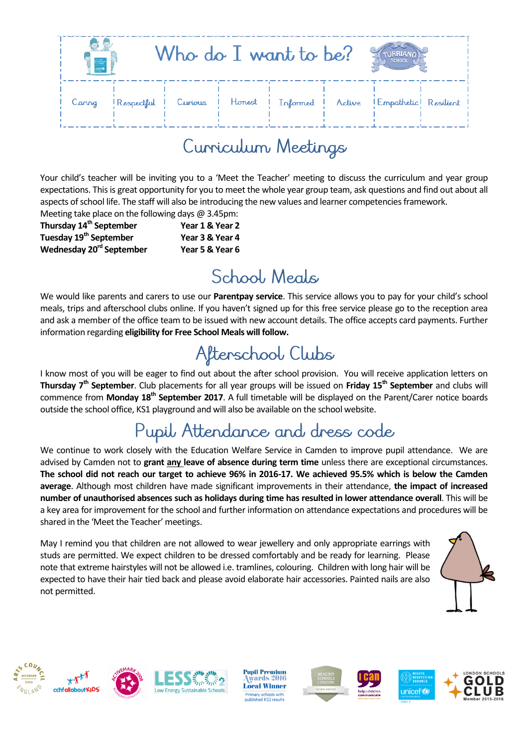# Who do I want to be?

| Caring | Respectful | Curious | Honest | Informed | Active | Empathetic | Resilient |
|---|---|---|---|---|---|---|---|

## Curriculum Meetings

Your child's teacher will be inviting you to a 'Meet the Teacher' meeting to discuss the curriculum and year group expectations. This is great opportunity for you to meet the whole year group team, ask questions and find out about all aspects of school life. The staff will also be introducing the new values and learner competencies framework.

Meeting take place on the following days @ 3.45pm:

**Thursday 14th September** — **Year 1 & Year 2**
**Tuesday 19th September** — **Year 3 & Year 4**
**Wednesday 20rd September** — **Year 5 & Year 6**

## School Meals

We would like parents and carers to use our **Parentpay service**. This service allows you to pay for your child's school meals, trips and afterschool clubs online. If you haven't signed up for this free service please go to the reception area and ask a member of the office team to be issued with new account details. The office accepts card payments. Further information regarding **eligibility for Free School Meals will follow.**

## Afterschool Clubs

I know most of you will be eager to find out about the after school provision. You will receive application letters on **Thursday 7th September**. Club placements for all year groups will be issued on **Friday 15th September** and clubs will commence from **Monday 18th September 2017**. A full timetable will be displayed on the Parent/Carer notice boards outside the school office, KS1 playground and will also be available on the school website.

## Pupil Attendance and dress code

We continue to work closely with the Education Welfare Service in Camden to improve pupil attendance. We are advised by Camden not to **grant <u>any</u> leave of absence during term time** unless there are exceptional circumstances. **The school did not reach our target to achieve 96% in 2016-17. We achieved 95.5% which is below the Camden average**. Although most children have made significant improvements in their attendance, **the impact of increased number of unauthorised absences such as holidays during time has resulted in lower attendance overall**. This will be a key area for improvement for the school and further information on attendance expectations and procedures will be shared in the 'Meet the Teacher' meetings.

May I remind you that children are not allowed to wear jewellery and only appropriate earrings with studs are permitted. We expect children to be dressed comfortably and be ready for learning. Please note that extreme hairstyles will not be allowed i.e. tramlines, colouring. Children with long hair will be expected to have their hair tied back and please avoid elaborate hair accessories. Painted nails are also not permitted.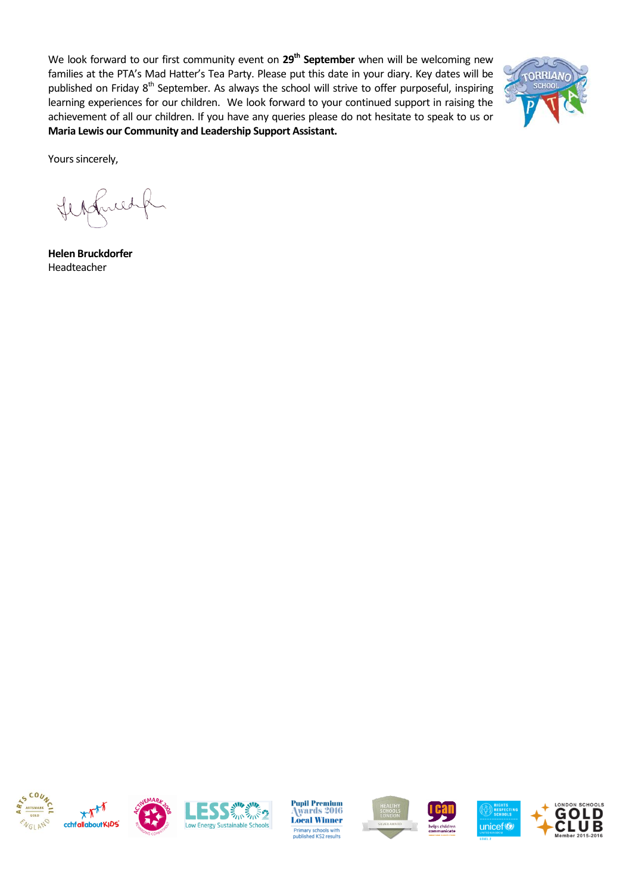We look forward to our first community event on **29th September** when will be welcoming new families at the PTA's Mad Hatter's Tea Party. Please put this date in your diary. Key dates will be published on Friday 8th September. As always the school will strive to offer purposeful, inspiring learning experiences for our children. We look forward to your continued support in raising the achievement of all our children. If you have any queries please do not hesitate to speak to us or **Maria Lewis our Community and Leadership Support Assistant.**

Yours sincerely,

**Helen Bruckdorfer**
Headteacher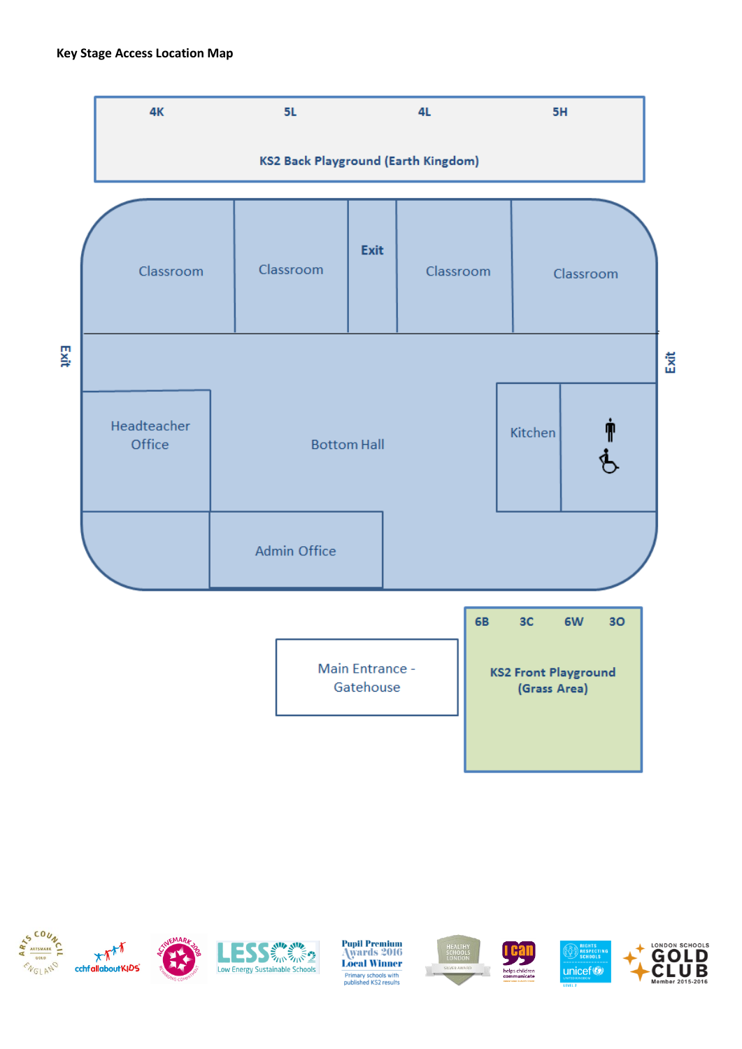**Key Stage Access Location Map**

4K
5L
4L
5H

KS2 Back Playground (Earth Kingdom)

Classroom
Classroom
Exit
Classroom
Classroom

Exit
Exit

Headteacher Office

Bottom Hall

Kitchen

Admin Office

6B
3C
6W
3O

KS2 Front Playground (Grass Area)

Main Entrance - Gatehouse